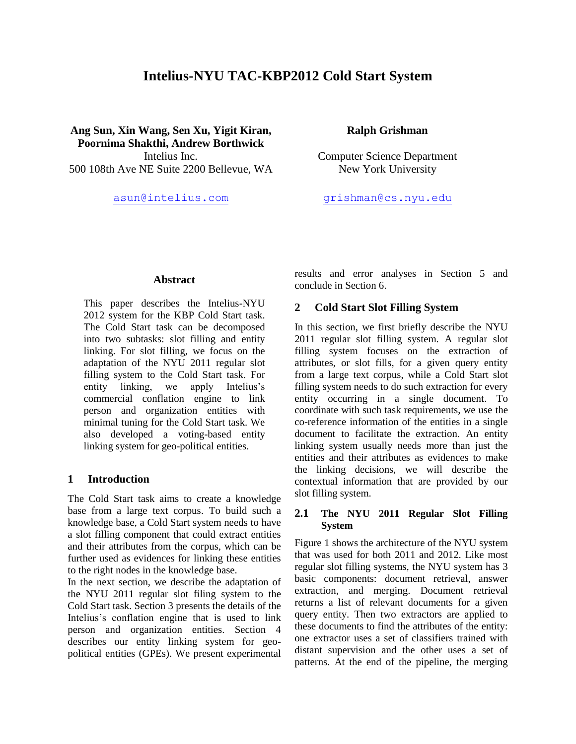# Intelius-NYU TAC-KBP2012 Cold Start System

**Ang Sun, Xin Wang, Sen Xu, Yigit Kiran, Poornima Shakthi, Andrew Borthwick**
Intelius Inc.
500 108th Ave NE Suite 2200 Bellevue, WA

asun@intelius.com

**Ralph Grishman**
Computer Science Department
New York University

grishman@cs.nyu.edu

## Abstract

This paper describes the Intelius-NYU 2012 system for the KBP Cold Start task. The Cold Start task can be decomposed into two subtasks: slot filling and entity linking. For slot filling, we focus on the adaptation of the NYU 2011 regular slot filling system to the Cold Start task. For entity linking, we apply Intelius's commercial conflation engine to link person and organization entities with minimal tuning for the Cold Start task. We also developed a voting-based entity linking system for geo-political entities.

## 1 Introduction

The Cold Start task aims to create a knowledge base from a large text corpus. To build such a knowledge base, a Cold Start system needs to have a slot filling component that could extract entities and their attributes from the corpus, which can be further used as evidences for linking these entities to the right nodes in the knowledge base.

In the next section, we describe the adaptation of the NYU 2011 regular slot filing system to the Cold Start task. Section 3 presents the details of the Intelius's conflation engine that is used to link person and organization entities. Section 4 describes our entity linking system for geo-political entities (GPEs). We present experimental results and error analyses in Section 5 and conclude in Section 6.

## 2 Cold Start Slot Filling System

In this section, we first briefly describe the NYU 2011 regular slot filling system. A regular slot filling system focuses on the extraction of attributes, or slot fills, for a given query entity from a large text corpus, while a Cold Start slot filling system needs to do such extraction for every entity occurring in a single document. To coordinate with such task requirements, we use the co-reference information of the entities in a single document to facilitate the extraction. An entity linking system usually needs more than just the entities and their attributes as evidences to make the linking decisions, we will describe the contextual information that are provided by our slot filling system.

### 2.1 The NYU 2011 Regular Slot Filling System

Figure 1 shows the architecture of the NYU system that was used for both 2011 and 2012. Like most regular slot filling systems, the NYU system has 3 basic components: document retrieval, answer extraction, and merging. Document retrieval returns a list of relevant documents for a given query entity. Then two extractors are applied to these documents to find the attributes of the entity: one extractor uses a set of classifiers trained with distant supervision and the other uses a set of patterns. At the end of the pipeline, the merging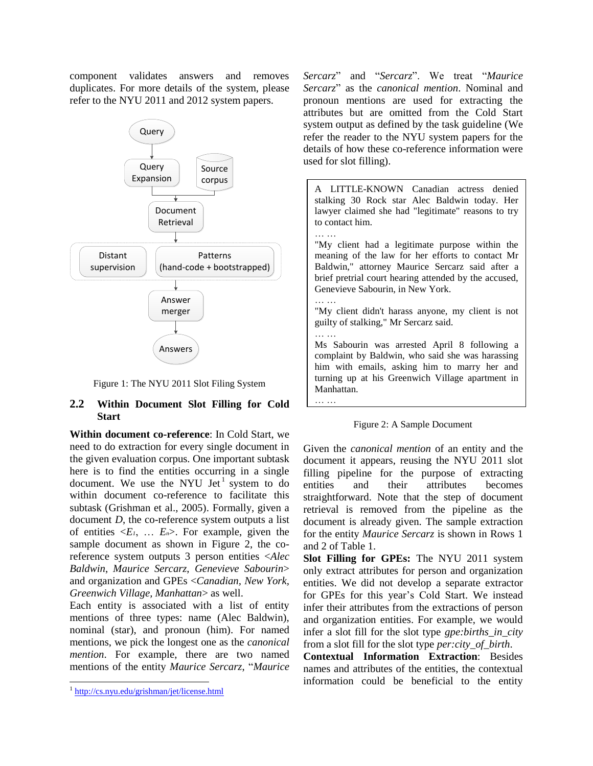component validates answers and removes duplicates. For more details of the system, please refer to the NYU 2011 and 2012 system papers.

Figure 1: The NYU 2011 Slot Filing System

## 2.2 Within Document Slot Filling for Cold Start

**Within document co-reference**: In Cold Start, we need to do extraction for every single document in the given evaluation corpus. One important subtask here is to find the entities occurring in a single document. We use the NYU Jet[1] system to do within document co-reference to facilitate this subtask (Grishman et al., 2005). Formally, given a document *D*, the co-reference system outputs a list of entities $<E_1, \ldots E_n>$. For example, given the sample document as shown in Figure 2, the co-reference system outputs 3 person entities <*Alec Baldwin*, *Maurice Sercarz*, *Genevieve Sabourin*> and organization and GPEs <*Canadian*, *New York*, *Greenwich Village*, *Manhattan*> as well.

Each entity is associated with a list of entity mentions of three types: name (Alec Baldwin), nominal (star), and pronoun (him). For named mentions, we pick the longest one as the *canonical mention*. For example, there are two named mentions of the entity *Maurice Sercarz*, "*Maurice Sercarz*" and "*Sercarz*". We treat "*Maurice Sercarz*" as the *canonical mention*. Nominal and pronoun mentions are used for extracting the attributes but are omitted from the Cold Start system output as defined by the task guideline (We refer the reader to the NYU system papers for the details of how these co-reference information were used for slot filling).

> A LITTLE-KNOWN Canadian actress denied stalking 30 Rock star Alec Baldwin today. Her lawyer claimed she had "legitimate" reasons to try to contact him.
> … …
> "My client had a legitimate purpose within the meaning of the law for her efforts to contact Mr Baldwin," attorney Maurice Sercarz said after a brief pretrial court hearing attended by the accused, Genevieve Sabourin, in New York.
> … …
> "My client didn't harass anyone, my client is not guilty of stalking," Mr Sercarz said.
> … …
> Ms Sabourin was arrested April 8 following a complaint by Baldwin, who said she was harassing him with emails, asking him to marry her and turning up at his Greenwich Village apartment in Manhattan.
> … …

Figure 2: A Sample Document

Given the *canonical mention* of an entity and the document it appears, reusing the NYU 2011 slot filling pipeline for the purpose of extracting entities and their attributes becomes straightforward. Note that the step of document retrieval is removed from the pipeline as the document is already given. The sample extraction for the entity *Maurice Sercarz* is shown in Rows 1 and 2 of Table 1.

**Slot Filling for GPEs:** The NYU 2011 system only extract attributes for person and organization entities. We did not develop a separate extractor for GPEs for this year's Cold Start. We instead infer their attributes from the extractions of person and organization entities. For example, we would infer a slot fill for the slot type *gpe:births_in_city* from a slot fill for the slot type *per:city_of_birth*.

**Contextual Information Extraction**: Besides names and attributes of the entities, the contextual information could be beneficial to the entity

[1] http://cs.nyu.edu/grishman/jet/license.html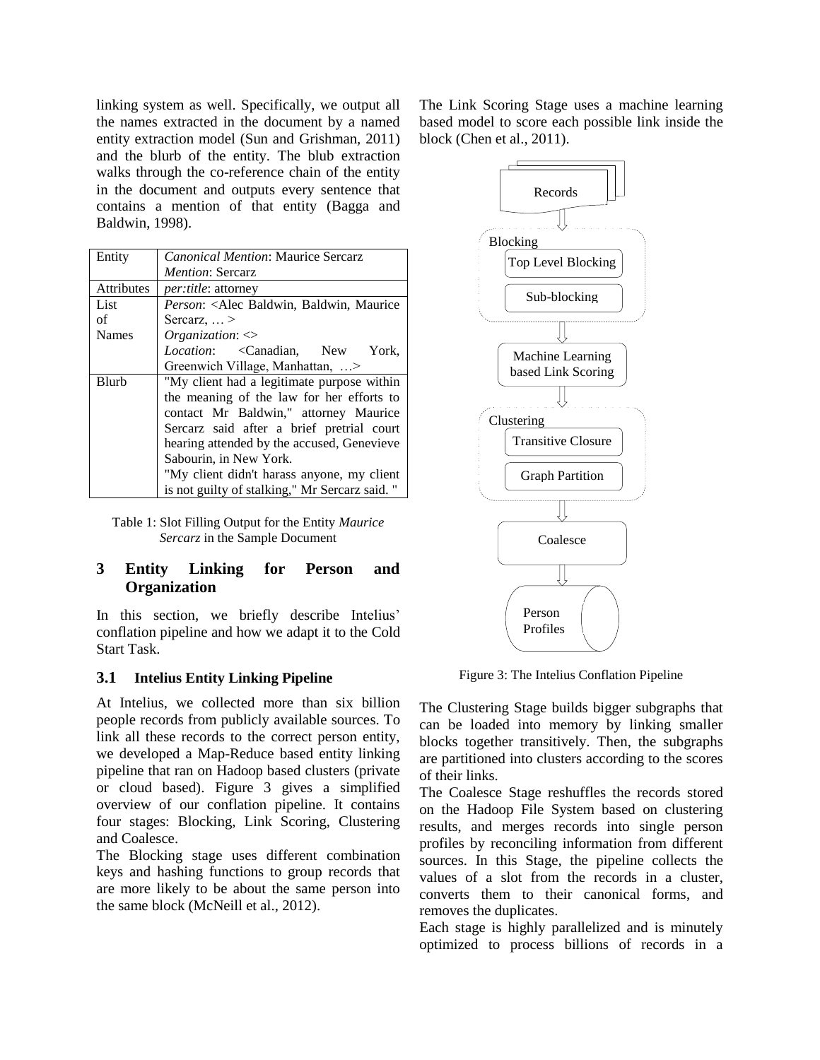linking system as well. Specifically, we output all the names extracted in the document by a named entity extraction model (Sun and Grishman, 2011) and the blurb of the entity. The blub extraction walks through the co-reference chain of the entity in the document and outputs every sentence that contains a mention of that entity (Bagga and Baldwin, 1998).

| Entity | *Canonical Mention*: Maurice Sercarz<br>*Mention*: Sercarz |
|---|---|
| Attributes | *per:title*: attorney |
| List of Names | *Person*: <Alec Baldwin, Baldwin, Maurice Sercarz, … ><br>*Organization*: <><br>*Location*: <Canadian, New York, Greenwich Village, Manhattan, …> |
| Blurb | "My client had a legitimate purpose within the meaning of the law for her efforts to contact Mr Baldwin," attorney Maurice Sercarz said after a brief pretrial court hearing attended by the accused, Genevieve Sabourin, in New York.<br>"My client didn't harass anyone, my client is not guilty of stalking," Mr Sercarz said. " |

Table 1: Slot Filling Output for the Entity *Maurice Sercarz* in the Sample Document

## 3 Entity Linking for Person and Organization

In this section, we briefly describe Intelius' conflation pipeline and how we adapt it to the Cold Start Task.

### 3.1 Intelius Entity Linking Pipeline

At Intelius, we collected more than six billion people records from publicly available sources. To link all these records to the correct person entity, we developed a Map-Reduce based entity linking pipeline that ran on Hadoop based clusters (private or cloud based). Figure 3 gives a simplified overview of our conflation pipeline. It contains four stages: Blocking, Link Scoring, Clustering and Coalesce.

The Blocking stage uses different combination keys and hashing functions to group records that are more likely to be about the same person into the same block (McNeill et al., 2012).

The Link Scoring Stage uses a machine learning based model to score each possible link inside the block (Chen et al., 2011).

Records

Blocking: Top Level Blocking; Sub-blocking

Machine Learning based Link Scoring

Clustering: Transitive Closure; Graph Partition

Coalesce

Person Profiles

Figure 3: The Intelius Conflation Pipeline

The Clustering Stage builds bigger subgraphs that can be loaded into memory by linking smaller blocks together transitively. Then, the subgraphs are partitioned into clusters according to the scores of their links.

The Coalesce Stage reshuffles the records stored on the Hadoop File System based on clustering results, and merges records into single person profiles by reconciling information from different sources. In this Stage, the pipeline collects the values of a slot from the records in a cluster, converts them to their canonical forms, and removes the duplicates.

Each stage is highly parallelized and is minutely optimized to process billions of records in a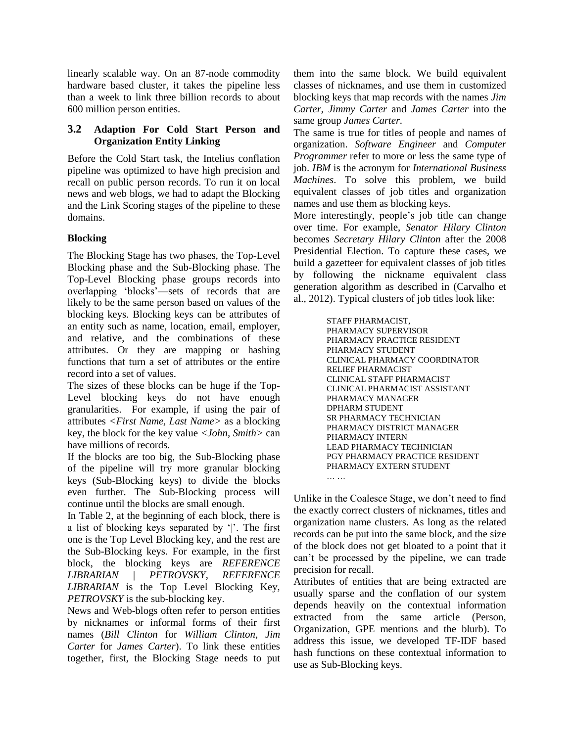linearly scalable way. On an 87-node commodity hardware based cluster, it takes the pipeline less than a week to link three billion records to about 600 million person entities.

### 3.2 Adaption For Cold Start Person and Organization Entity Linking

Before the Cold Start task, the Intelius conflation pipeline was optimized to have high precision and recall on public person records. To run it on local news and web blogs, we had to adapt the Blocking and the Link Scoring stages of the pipeline to these domains.

**Blocking**

The Blocking Stage has two phases, the Top-Level Blocking phase and the Sub-Blocking phase. The Top-Level Blocking phase groups records into overlapping 'blocks'—sets of records that are likely to be the same person based on values of the blocking keys. Blocking keys can be attributes of an entity such as name, location, email, employer, and relative, and the combinations of these attributes. Or they are mapping or hashing functions that turn a set of attributes or the entire record into a set of values.

The sizes of these blocks can be huge if the Top-Level blocking keys do not have enough granularities. For example, if using the pair of attributes *<First Name, Last Name>* as a blocking key, the block for the key value *<John, Smith>* can have millions of records.

If the blocks are too big, the Sub-Blocking phase of the pipeline will try more granular blocking keys (Sub-Blocking keys) to divide the blocks even further. The Sub-Blocking process will continue until the blocks are small enough.

In Table 2, at the beginning of each block, there is a list of blocking keys separated by '|'. The first one is the Top Level Blocking key, and the rest are the Sub-Blocking keys. For example, in the first block, the blocking keys are *REFERENCE LIBRARIAN | PETROVSKY*, *REFERENCE LIBRARIAN* is the Top Level Blocking Key, *PETROVSKY* is the sub-blocking key.

News and Web-blogs often refer to person entities by nicknames or informal forms of their first names (*Bill Clinton* for *William Clinton*, *Jim Carter* for *James Carter*). To link these entities together, first, the Blocking Stage needs to put them into the same block. We build equivalent classes of nicknames, and use them in customized blocking keys that map records with the names *Jim Carter*, *Jimmy Carter* and *James Carter* into the same group *James Carter*.

The same is true for titles of people and names of organization. *Software Engineer* and *Computer Programmer* refer to more or less the same type of job. *IBM* is the acronym for *International Business Machines*. To solve this problem, we build equivalent classes of job titles and organization names and use them as blocking keys.

More interestingly, people's job title can change over time. For example, *Senator Hilary Clinton* becomes *Secretary Hilary Clinton* after the 2008 Presidential Election. To capture these cases, we build a gazetteer for equivalent classes of job titles by following the nickname equivalent class generation algorithm as described in (Carvalho et al., 2012). Typical clusters of job titles look like:

```
STAFF PHARMACIST,
PHARMACY SUPERVISOR
PHARMACY PRACTICE RESIDENT
PHARMACY STUDENT
CLINICAL PHARMACY COORDINATOR
RELIEF PHARMACIST
CLINICAL STAFF PHARMACIST
CLINICAL PHARMACIST ASSISTANT
PHARMACY MANAGER
DPHARM STUDENT
SR PHARMACY TECHNICIAN
PHARMACY DISTRICT MANAGER
PHARMACY INTERN
LEAD PHARMACY TECHNICIAN
PGY PHARMACY PRACTICE RESIDENT
PHARMACY EXTERN STUDENT
… …
```

Unlike in the Coalesce Stage, we don't need to find the exactly correct clusters of nicknames, titles and organization name clusters. As long as the related records can be put into the same block, and the size of the block does not get bloated to a point that it can't be processed by the pipeline, we can trade precision for recall.

Attributes of entities that are being extracted are usually sparse and the conflation of our system depends heavily on the contextual information extracted from the same article (Person, Organization, GPE mentions and the blurb). To address this issue, we developed TF-IDF based hash functions on these contextual information to use as Sub-Blocking keys.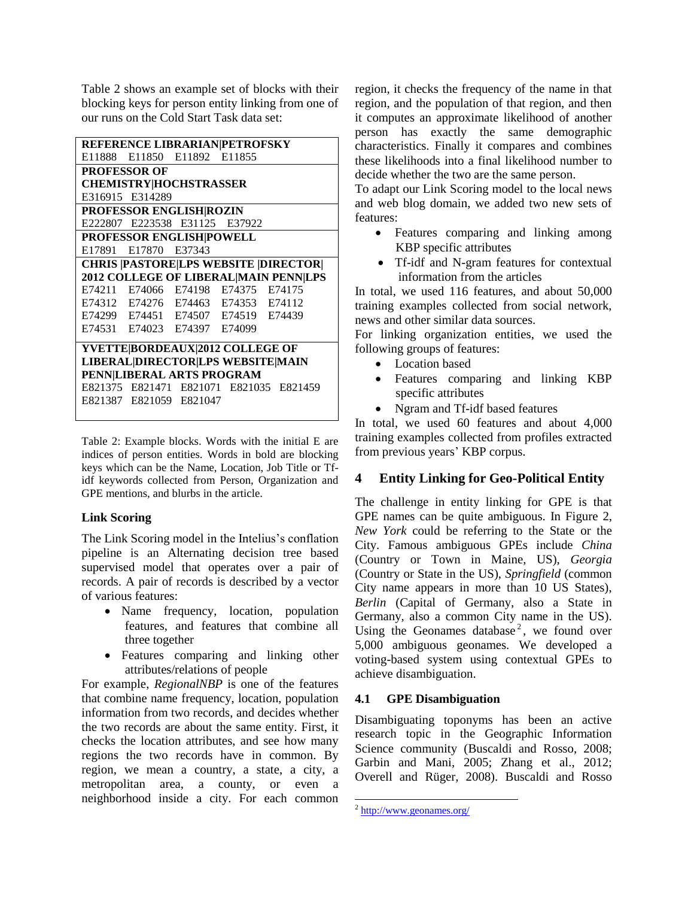Table 2 shows an example set of blocks with their blocking keys for person entity linking from one of our runs on the Cold Start Task data set:

| **REFERENCE LIBRARIAN\|PETROFSKY** |
|---|
| E11888 E11850 E11892 E11855 |
| **PROFESSOR OF CHEMISTRY\|HOCHSTRASSER** |
| E316915 E314289 |
| **PROFESSOR ENGLISH\|ROZIN** |
| E222807 E223538 E31125 E37922 |
| **PROFESSOR ENGLISH\|POWELL** |
| E17891 E17870 E37343 |
| **CHRIS \|PASTORE\|LPS WEBSITE \|DIRECTOR\| 2012 COLLEGE OF LIBERAL\|MAIN PENN\|LPS** |
| E74211 E74066 E74198 E74375 E74175 E74312 E74276 E74463 E74353 E74112 E74299 E74451 E74507 E74519 E74439 E74531 E74023 E74397 E74099 |
| **YVETTE\|BORDEAUX\|2012 COLLEGE OF LIBERAL\|DIRECTOR\|LPS WEBSITE\|MAIN PENN\|LIBERAL ARTS PROGRAM** |
| E821375 E821471 E821071 E821035 E821459 E821387 E821059 E821047 |

Table 2: Example blocks. Words with the initial E are indices of person entities. Words in bold are blocking keys which can be the Name, Location, Job Title or Tf-idf keywords collected from Person, Organization and GPE mentions, and blurbs in the article.

**Link Scoring**

The Link Scoring model in the Intelius's conflation pipeline is an Alternating decision tree based supervised model that operates over a pair of records. A pair of records is described by a vector of various features:

- Name frequency, location, population features, and features that combine all three together
- Features comparing and linking other attributes/relations of people

For example, *RegionalNBP* is one of the features that combine name frequency, location, population information from two records, and decides whether the two records are about the same entity. First, it checks the location attributes, and see how many regions the two records have in common. By region, we mean a country, a state, a city, a metropolitan area, a county, or even a neighborhood inside a city. For each common region, it checks the frequency of the name in that region, and the population of that region, and then it computes an approximate likelihood of another person has exactly the same demographic characteristics. Finally it compares and combines these likelihoods into a final likelihood number to decide whether the two are the same person.

To adapt our Link Scoring model to the local news and web blog domain, we added two new sets of features:

- Features comparing and linking among KBP specific attributes
- Tf-idf and N-gram features for contextual information from the articles

In total, we used 116 features, and about 50,000 training examples collected from social network, news and other similar data sources.

For linking organization entities, we used the following groups of features:

- Location based
- Features comparing and linking KBP specific attributes
- Ngram and Tf-idf based features

In total, we used 60 features and about 4,000 training examples collected from profiles extracted from previous years' KBP corpus.

## 4 Entity Linking for Geo-Political Entity

The challenge in entity linking for GPE is that GPE names can be quite ambiguous. In Figure 2, *New York* could be referring to the State or the City. Famous ambiguous GPEs include *China* (Country or Town in Maine, US), *Georgia* (Country or State in the US), *Springfield* (common City name appears in more than 10 US States), *Berlin* (Capital of Germany, also a State in Germany, also a common City name in the US). Using the Geonames database[2], we found over 5,000 ambiguous geonames. We developed a voting-based system using contextual GPEs to achieve disambiguation.

### 4.1 GPE Disambiguation

Disambiguating toponyms has been an active research topic in the Geographic Information Science community (Buscaldi and Rosso, 2008; Garbin and Mani, 2005; Zhang et al., 2012; Overell and Rüger, 2008). Buscaldi and Rosso

[2] http://www.geonames.org/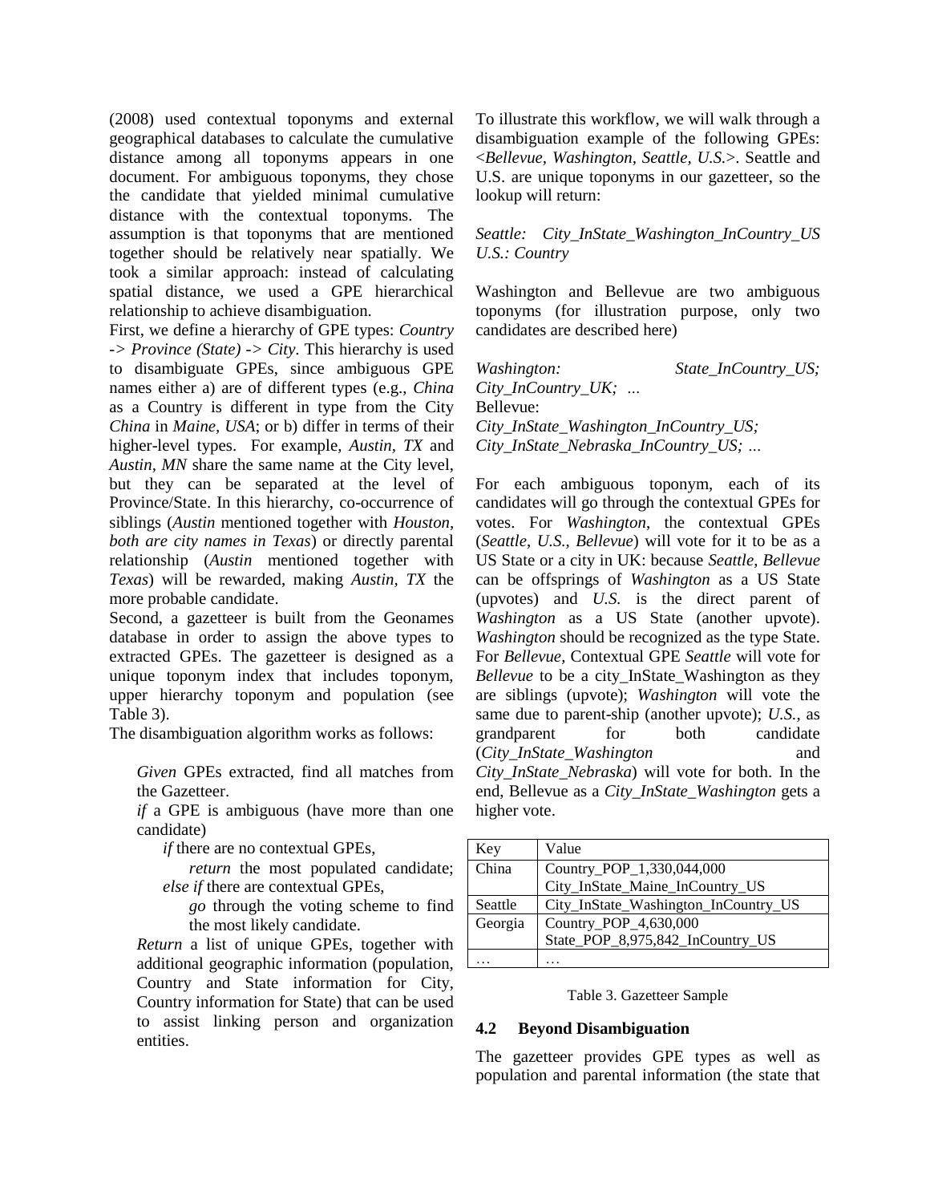(2008) used contextual toponyms and external geographical databases to calculate the cumulative distance among all toponyms appears in one document. For ambiguous toponyms, they chose the candidate that yielded minimal cumulative distance with the contextual toponyms. The assumption is that toponyms that are mentioned together should be relatively near spatially. We took a similar approach: instead of calculating spatial distance, we used a GPE hierarchical relationship to achieve disambiguation.

First, we define a hierarchy of GPE types: *Country -> Province (State) -> City*. This hierarchy is used to disambiguate GPEs, since ambiguous GPE names either a) are of different types (e.g., *China* as a Country is different in type from the City *China* in *Maine, USA*; or b) differ in terms of their higher-level types. For example, *Austin, TX* and *Austin, MN* share the same name at the City level, but they can be separated at the level of Province/State. In this hierarchy, co-occurrence of siblings (*Austin* mentioned together with *Houston, both are city names in Texas*) or directly parental relationship (*Austin* mentioned together with *Texas*) will be rewarded, making *Austin, TX* the more probable candidate.

Second, a gazetteer is built from the Geonames database in order to assign the above types to extracted GPEs. The gazetteer is designed as a unique toponym index that includes toponym, upper hierarchy toponym and population (see Table 3).

The disambiguation algorithm works as follows:

> *Given* GPEs extracted, find all matches from the Gazetteer.
> *if* a GPE is ambiguous (have more than one candidate)
> &nbsp;&nbsp;&nbsp;&nbsp;*if* there are no contextual GPEs,
> &nbsp;&nbsp;&nbsp;&nbsp;&nbsp;&nbsp;&nbsp;&nbsp;*return* the most populated candidate;
> &nbsp;&nbsp;&nbsp;&nbsp;*else if* there are contextual GPEs,
> &nbsp;&nbsp;&nbsp;&nbsp;&nbsp;&nbsp;&nbsp;&nbsp;*go* through the voting scheme to find the most likely candidate.
> *Return* a list of unique GPEs, together with additional geographic information (population, Country and State information for City, Country information for State) that can be used to assist linking person and organization entities.

To illustrate this workflow, we will walk through a disambiguation example of the following GPEs: <*Bellevue, Washington, Seattle, U.S.*>. Seattle and U.S. are unique toponyms in our gazetteer, so the lookup will return:

*Seattle: City_InState_Washington_InCountry_US*
*U.S.: Country*

Washington and Bellevue are two ambiguous toponyms (for illustration purpose, only two candidates are described here)

*Washington: State_InCountry_US; City_InCountry_UK; …*
Bellevue:
*City_InState_Washington_InCountry_US; City_InState_Nebraska_InCountry_US; …*

For each ambiguous toponym, each of its candidates will go through the contextual GPEs for votes. For *Washington*, the contextual GPEs (*Seattle*, *U.S.*, *Bellevue*) will vote for it to be as a US State or a city in UK: because *Seattle*, *Bellevue* can be offsprings of *Washington* as a US State (upvotes) and *U.S.* is the direct parent of *Washington* as a US State (another upvote). *Washington* should be recognized as the type State. For *Bellevue*, Contextual GPE *Seattle* will vote for *Bellevue* to be a city_InState_Washington as they are siblings (upvote); *Washington* will vote the same due to parent-ship (another upvote); *U.S.*, as grandparent for both candidate (*City_InState_Washington* and *City_InState_Nebraska*) will vote for both. In the end, Bellevue as a *City_InState_Washington* gets a higher vote.

| Key | Value |
|---|---|
| China | Country_POP_1,330,044,000<br>City_InState_Maine_InCountry_US |
| Seattle | City_InState_Washington_InCountry_US |
| Georgia | Country_POP_4,630,000<br>State_POP_8,975,842_InCountry_US |
| … | … |

Table 3. Gazetteer Sample

### 4.2 Beyond Disambiguation

The gazetteer provides GPE types as well as population and parental information (the state that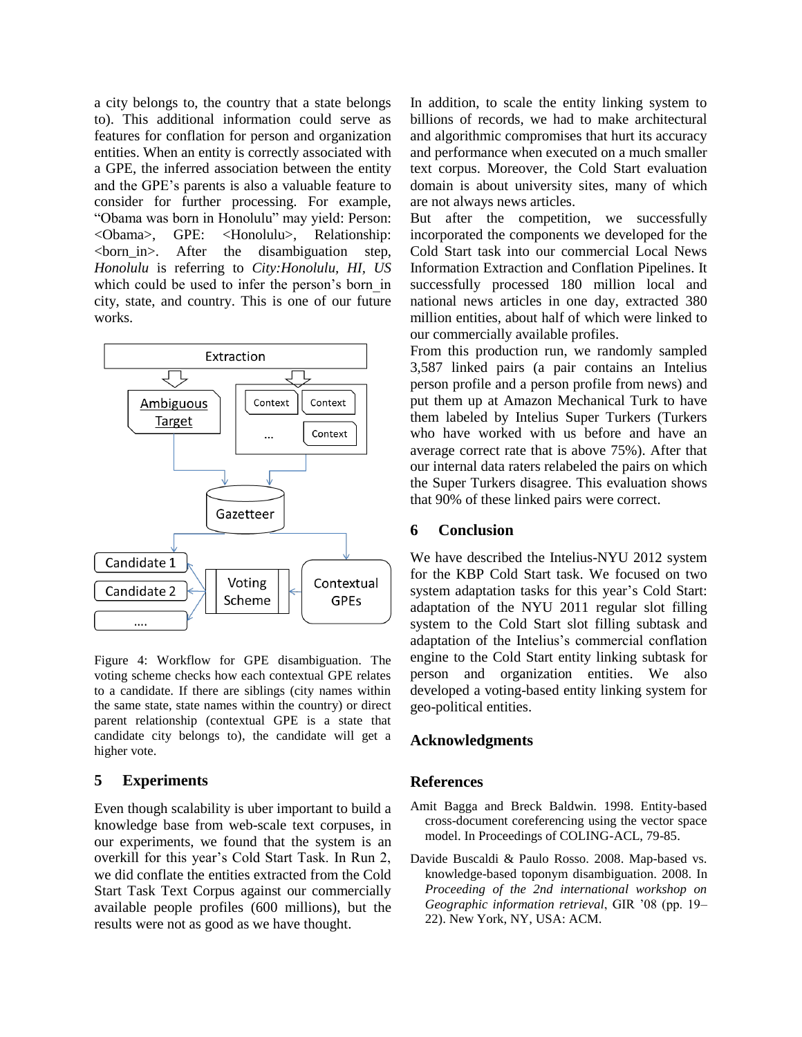a city belongs to, the country that a state belongs to). This additional information could serve as features for conflation for person and organization entities. When an entity is correctly associated with a GPE, the inferred association between the entity and the GPE's parents is also a valuable feature to consider for further processing. For example, "Obama was born in Honolulu" may yield: Person: <Obama>, GPE: <Honolulu>, Relationship: <born_in>. After the disambiguation step, *Honolulu* is referring to *City:Honolulu, HI, US* which could be used to infer the person's born_in city, state, and country. This is one of our future works.

Figure 4: Workflow for GPE disambiguation. The voting scheme checks how each contextual GPE relates to a candidate. If there are siblings (city names within the same state, state names within the country) or direct parent relationship (contextual GPE is a state that candidate city belongs to), the candidate will get a higher vote.

## 5 Experiments

Even though scalability is uber important to build a knowledge base from web-scale text corpuses, in our experiments, we found that the system is an overkill for this year's Cold Start Task. In Run 2, we did conflate the entities extracted from the Cold Start Task Text Corpus against our commercially available people profiles (600 millions), but the results were not as good as we have thought.

In addition, to scale the entity linking system to billions of records, we had to make architectural and algorithmic compromises that hurt its accuracy and performance when executed on a much smaller text corpus. Moreover, the Cold Start evaluation domain is about university sites, many of which are not always news articles.

But after the competition, we successfully incorporated the components we developed for the Cold Start task into our commercial Local News Information Extraction and Conflation Pipelines. It successfully processed 180 million local and national news articles in one day, extracted 380 million entities, about half of which were linked to our commercially available profiles.

From this production run, we randomly sampled 3,587 linked pairs (a pair contains an Intelius person profile and a person profile from news) and put them up at Amazon Mechanical Turk to have them labeled by Intelius Super Turkers (Turkers who have worked with us before and have an average correct rate that is above 75%). After that our internal data raters relabeled the pairs on which the Super Turkers disagree. This evaluation shows that 90% of these linked pairs were correct.

## 6 Conclusion

We have described the Intelius-NYU 2012 system for the KBP Cold Start task. We focused on two system adaptation tasks for this year's Cold Start: adaptation of the NYU 2011 regular slot filling system to the Cold Start slot filling subtask and adaptation of the Intelius's commercial conflation engine to the Cold Start entity linking subtask for person and organization entities. We also developed a voting-based entity linking system for geo-political entities.

## Acknowledgments

## References

Amit Bagga and Breck Baldwin. 1998. Entity-based cross-document coreferencing using the vector space model. In Proceedings of COLING-ACL, 79-85.

Davide Buscaldi & Paulo Rosso. 2008. Map-based vs. knowledge-based toponym disambiguation. 2008. In *Proceeding of the 2nd international workshop on Geographic information retrieval*, GIR '08 (pp. 19–22). New York, NY, USA: ACM.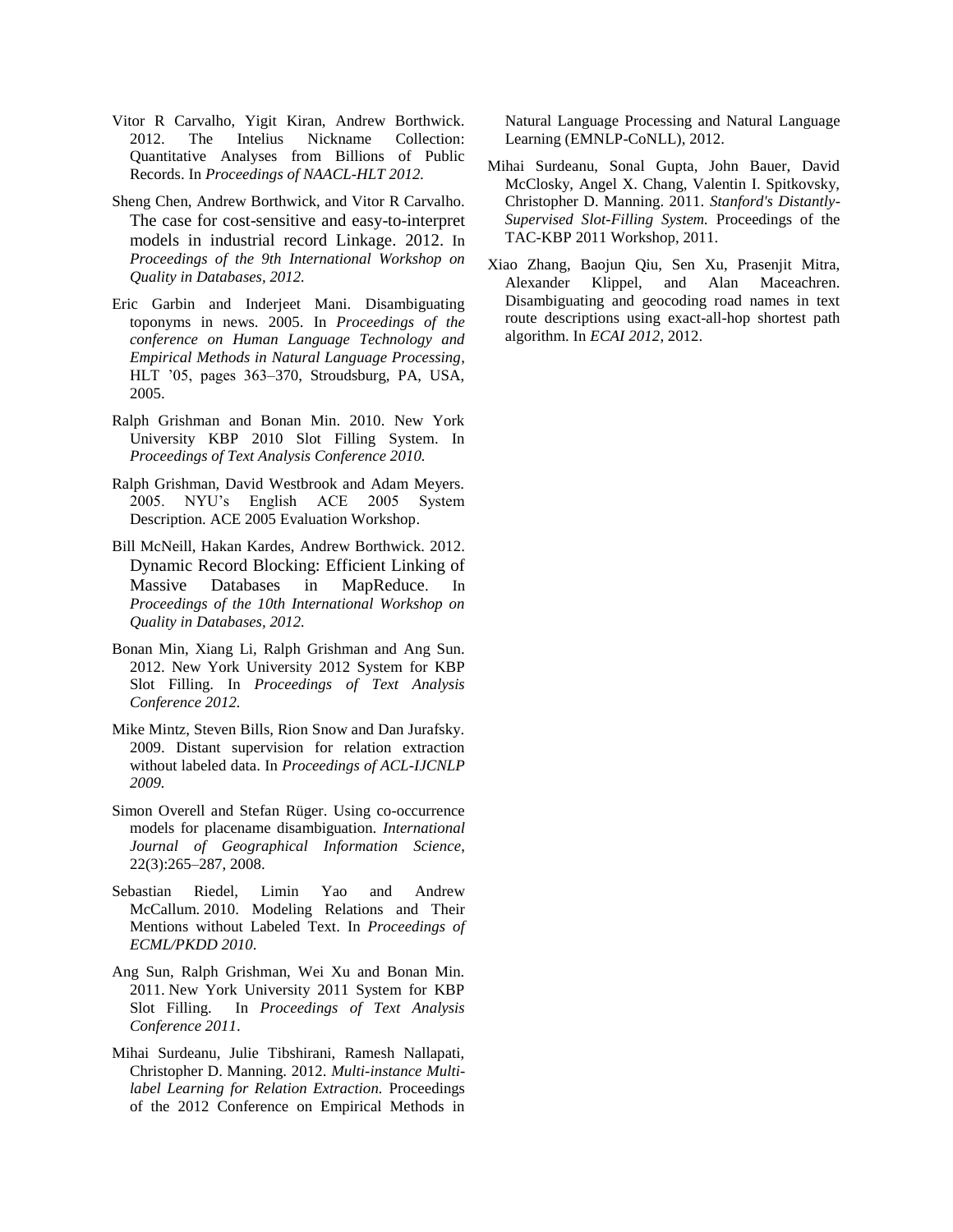Vitor R Carvalho, Yigit Kiran, Andrew Borthwick. 2012. The Intelius Nickname Collection: Quantitative Analyses from Billions of Public Records. In *Proceedings of NAACL-HLT 2012.*

Sheng Chen, Andrew Borthwick, and Vitor R Carvalho. The case for cost-sensitive and easy-to-interpret models in industrial record Linkage. 2012. In *Proceedings of the 9th International Workshop on Quality in Databases, 2012.*

Eric Garbin and Inderjeet Mani. Disambiguating toponyms in news. 2005. In *Proceedings of the conference on Human Language Technology and Empirical Methods in Natural Language Processing*, HLT '05, pages 363–370, Stroudsburg, PA, USA, 2005.

Ralph Grishman and Bonan Min. 2010. New York University KBP 2010 Slot Filling System. In *Proceedings of Text Analysis Conference 2010.*

Ralph Grishman, David Westbrook and Adam Meyers. 2005. NYU's English ACE 2005 System Description. ACE 2005 Evaluation Workshop.

Bill McNeill, Hakan Kardes, Andrew Borthwick. 2012. Dynamic Record Blocking: Efficient Linking of Massive Databases in MapReduce. In *Proceedings of the 10th International Workshop on Quality in Databases, 2012.*

Bonan Min, Xiang Li, Ralph Grishman and Ang Sun. 2012. New York University 2012 System for KBP Slot Filling. In *Proceedings of Text Analysis Conference 2012.*

Mike Mintz, Steven Bills, Rion Snow and Dan Jurafsky. 2009. Distant supervision for relation extraction without labeled data. In *Proceedings of ACL-IJCNLP 2009.*

Simon Overell and Stefan Rüger. Using co-occurrence models for placename disambiguation. *International Journal of Geographical Information Science*, 22(3):265–287, 2008.

Sebastian Riedel, Limin Yao and Andrew McCallum. 2010. Modeling Relations and Their Mentions without Labeled Text. In *Proceedings of ECML/PKDD 2010*.

Ang Sun, Ralph Grishman, Wei Xu and Bonan Min. 2011. New York University 2011 System for KBP Slot Filling. In *Proceedings of Text Analysis Conference 2011*.

Mihai Surdeanu, Julie Tibshirani, Ramesh Nallapati, Christopher D. Manning. 2012. *Multi-instance Multi-label Learning for Relation Extraction.* Proceedings of the 2012 Conference on Empirical Methods in Natural Language Processing and Natural Language Learning (EMNLP-CoNLL), 2012.

Mihai Surdeanu, Sonal Gupta, John Bauer, David McClosky, Angel X. Chang, Valentin I. Spitkovsky, Christopher D. Manning. 2011. *Stanford's Distantly-Supervised Slot-Filling System.* Proceedings of the TAC-KBP 2011 Workshop, 2011.

Xiao Zhang, Baojun Qiu, Sen Xu, Prasenjit Mitra, Alexander Klippel, and Alan Maceachren. Disambiguating and geocoding road names in text route descriptions using exact-all-hop shortest path algorithm. In *ECAI 2012*, 2012.